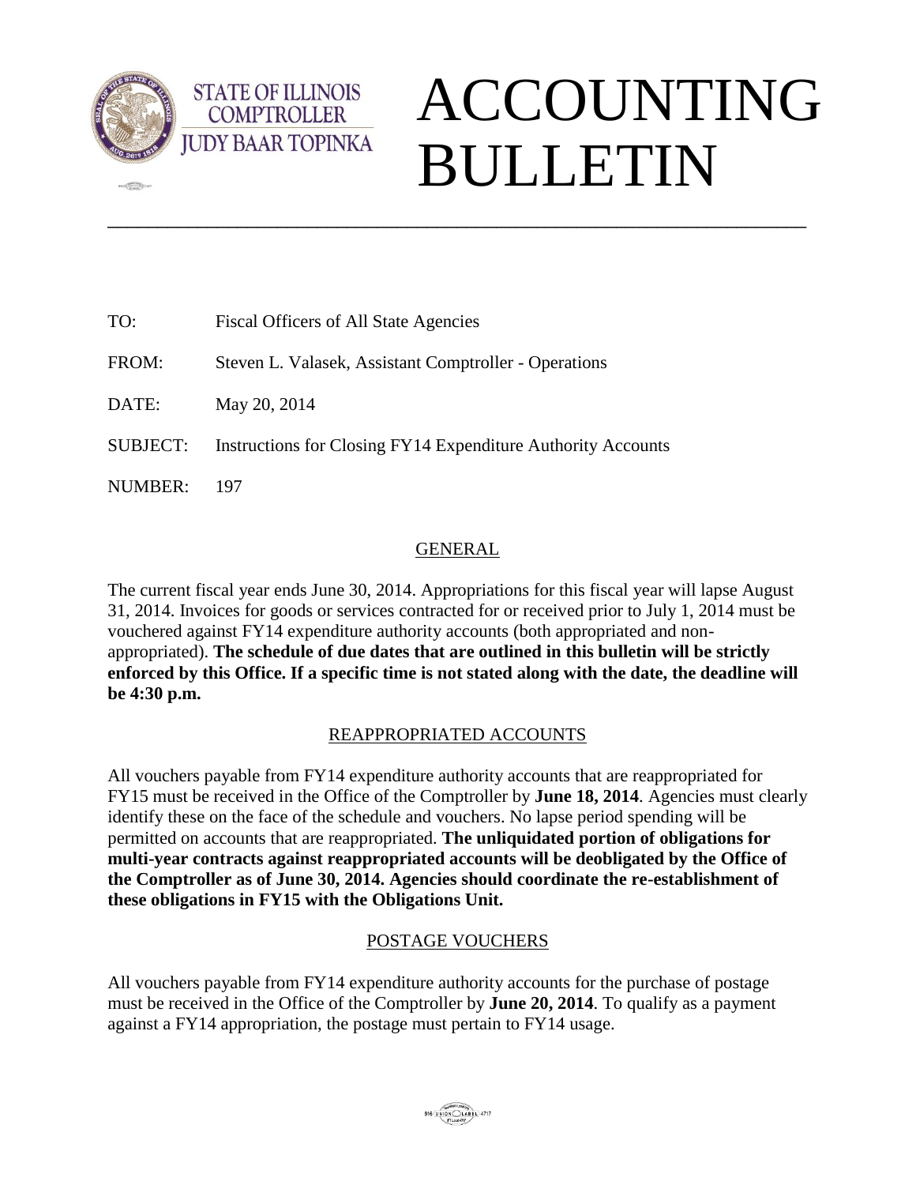STATE OF ILLINOIS
COMPTROLLER
JUDY BAAR TOPINKA

# ACCOUNTING BULLETIN

---

TO: Fiscal Officers of All State Agencies

FROM: Steven L. Valasek, Assistant Comptroller - Operations

DATE: May 20, 2014

SUBJECT: Instructions for Closing FY14 Expenditure Authority Accounts

NUMBER: 197

## GENERAL

The current fiscal year ends June 30, 2014. Appropriations for this fiscal year will lapse August 31, 2014. Invoices for goods or services contracted for or received prior to July 1, 2014 must be vouchered against FY14 expenditure authority accounts (both appropriated and non-appropriated). **The schedule of due dates that are outlined in this bulletin will be strictly enforced by this Office. If a specific time is not stated along with the date, the deadline will be 4:30 p.m.**

## REAPPROPRIATED ACCOUNTS

All vouchers payable from FY14 expenditure authority accounts that are reappropriated for FY15 must be received in the Office of the Comptroller by **June 18, 2014**. Agencies must clearly identify these on the face of the schedule and vouchers. No lapse period spending will be permitted on accounts that are reappropriated. **The unliquidated portion of obligations for multi-year contracts against reappropriated accounts will be deobligated by the Office of the Comptroller as of June 30, 2014. Agencies should coordinate the re-establishment of these obligations in FY15 with the Obligations Unit.**

## POSTAGE VOUCHERS

All vouchers payable from FY14 expenditure authority accounts for the purchase of postage must be received in the Office of the Comptroller by **June 20, 2014**. To qualify as a payment against a FY14 appropriation, the postage must pertain to FY14 usage.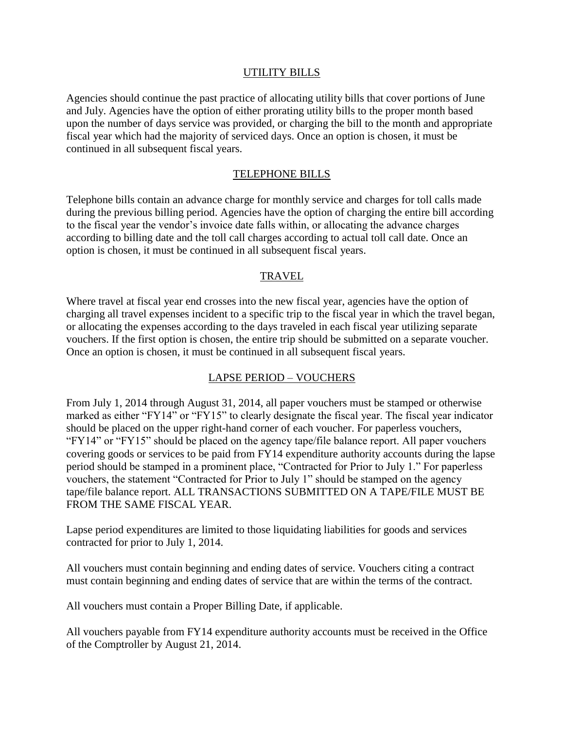## UTILITY BILLS

Agencies should continue the past practice of allocating utility bills that cover portions of June and July. Agencies have the option of either prorating utility bills to the proper month based upon the number of days service was provided, or charging the bill to the month and appropriate fiscal year which had the majority of serviced days. Once an option is chosen, it must be continued in all subsequent fiscal years.

## TELEPHONE BILLS

Telephone bills contain an advance charge for monthly service and charges for toll calls made during the previous billing period. Agencies have the option of charging the entire bill according to the fiscal year the vendor's invoice date falls within, or allocating the advance charges according to billing date and the toll call charges according to actual toll call date. Once an option is chosen, it must be continued in all subsequent fiscal years.

## TRAVEL

Where travel at fiscal year end crosses into the new fiscal year, agencies have the option of charging all travel expenses incident to a specific trip to the fiscal year in which the travel began, or allocating the expenses according to the days traveled in each fiscal year utilizing separate vouchers. If the first option is chosen, the entire trip should be submitted on a separate voucher. Once an option is chosen, it must be continued in all subsequent fiscal years.

## LAPSE PERIOD – VOUCHERS

From July 1, 2014 through August 31, 2014, all paper vouchers must be stamped or otherwise marked as either "FY14" or "FY15" to clearly designate the fiscal year. The fiscal year indicator should be placed on the upper right-hand corner of each voucher. For paperless vouchers, "FY14" or "FY15" should be placed on the agency tape/file balance report. All paper vouchers covering goods or services to be paid from FY14 expenditure authority accounts during the lapse period should be stamped in a prominent place, "Contracted for Prior to July 1." For paperless vouchers, the statement "Contracted for Prior to July 1" should be stamped on the agency tape/file balance report. ALL TRANSACTIONS SUBMITTED ON A TAPE/FILE MUST BE FROM THE SAME FISCAL YEAR.

Lapse period expenditures are limited to those liquidating liabilities for goods and services contracted for prior to July 1, 2014.

All vouchers must contain beginning and ending dates of service. Vouchers citing a contract must contain beginning and ending dates of service that are within the terms of the contract.

All vouchers must contain a Proper Billing Date, if applicable.

All vouchers payable from FY14 expenditure authority accounts must be received in the Office of the Comptroller by August 21, 2014.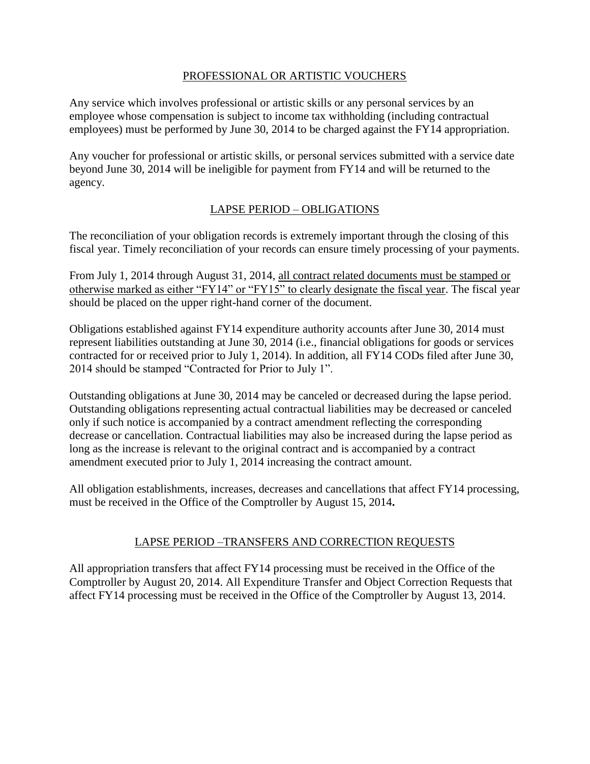## PROFESSIONAL OR ARTISTIC VOUCHERS

Any service which involves professional or artistic skills or any personal services by an employee whose compensation is subject to income tax withholding (including contractual employees) must be performed by June 30, 2014 to be charged against the FY14 appropriation.

Any voucher for professional or artistic skills, or personal services submitted with a service date beyond June 30, 2014 will be ineligible for payment from FY14 and will be returned to the agency.

## LAPSE PERIOD – OBLIGATIONS

The reconciliation of your obligation records is extremely important through the closing of this fiscal year. Timely reconciliation of your records can ensure timely processing of your payments.

From July 1, 2014 through August 31, 2014, all contract related documents must be stamped or otherwise marked as either "FY14" or "FY15" to clearly designate the fiscal year. The fiscal year should be placed on the upper right-hand corner of the document.

Obligations established against FY14 expenditure authority accounts after June 30, 2014 must represent liabilities outstanding at June 30, 2014 (i.e., financial obligations for goods or services contracted for or received prior to July 1, 2014). In addition, all FY14 CODs filed after June 30, 2014 should be stamped "Contracted for Prior to July 1".

Outstanding obligations at June 30, 2014 may be canceled or decreased during the lapse period. Outstanding obligations representing actual contractual liabilities may be decreased or canceled only if such notice is accompanied by a contract amendment reflecting the corresponding decrease or cancellation. Contractual liabilities may also be increased during the lapse period as long as the increase is relevant to the original contract and is accompanied by a contract amendment executed prior to July 1, 2014 increasing the contract amount.

All obligation establishments, increases, decreases and cancellations that affect FY14 processing, must be received in the Office of the Comptroller by August 15, 2014**.**

## LAPSE PERIOD –TRANSFERS AND CORRECTION REQUESTS

All appropriation transfers that affect FY14 processing must be received in the Office of the Comptroller by August 20, 2014. All Expenditure Transfer and Object Correction Requests that affect FY14 processing must be received in the Office of the Comptroller by August 13, 2014.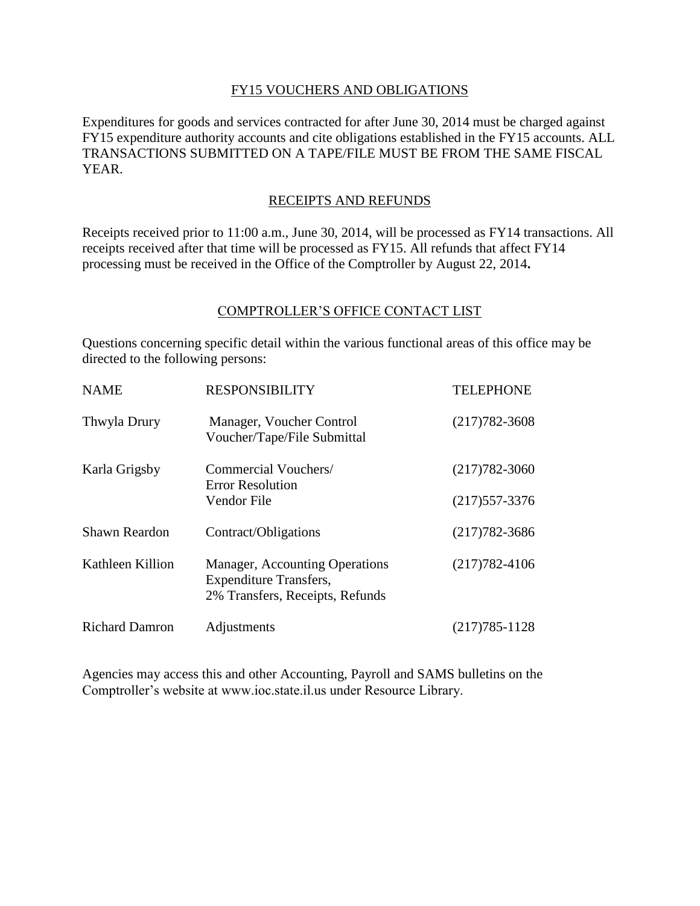## FY15 VOUCHERS AND OBLIGATIONS

Expenditures for goods and services contracted for after June 30, 2014 must be charged against FY15 expenditure authority accounts and cite obligations established in the FY15 accounts. ALL TRANSACTIONS SUBMITTED ON A TAPE/FILE MUST BE FROM THE SAME FISCAL YEAR.

## RECEIPTS AND REFUNDS

Receipts received prior to 11:00 a.m., June 30, 2014, will be processed as FY14 transactions. All receipts received after that time will be processed as FY15. All refunds that affect FY14 processing must be received in the Office of the Comptroller by August 22, 2014**.**

## COMPTROLLER'S OFFICE CONTACT LIST

Questions concerning specific detail within the various functional areas of this office may be directed to the following persons:

| NAME | RESPONSIBILITY | TELEPHONE |
|---|---|---|
| Thwyla Drury | Manager, Voucher Control<br>Voucher/Tape/File Submittal | (217)782-3608 |
| Karla Grigsby | Commercial Vouchers/<br>Error Resolution | (217)782-3060 |
| | Vendor File | (217)557-3376 |
| Shawn Reardon | Contract/Obligations | (217)782-3686 |
| Kathleen Killion | Manager, Accounting Operations<br>Expenditure Transfers,<br>2% Transfers, Receipts, Refunds | (217)782-4106 |
| Richard Damron | Adjustments | (217)785-1128 |

Agencies may access this and other Accounting, Payroll and SAMS bulletins on the Comptroller's website at www.ioc.state.il.us under Resource Library.